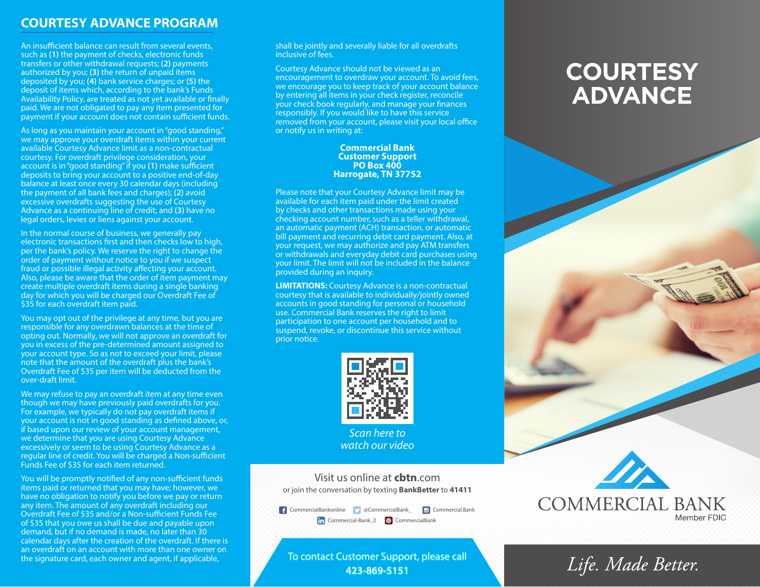## COURTESY ADVANCE PROGRAM

An insufficient balance can result from several events, such as **(1)** the payment of checks, electronic funds transfers or other withdrawal requests; **(2)** payments authorized by you; **(3)** the return of unpaid items deposited by you; **(4)** bank service charges; or **(5)** the deposit of items which, according to the bank's Funds Availability Policy, are treated as not yet available or finally paid. We are not obligated to pay any item presented for payment if your account does not contain sufficient funds.

As long as you maintain your account in "good standing," we may approve your overdraft items within your current available Courtesy Advance limit as a non-contractual courtesy. For overdraft privilege consideration, your account is in "good standing" if you **(1)** make sufficient deposits to bring your account to a positive end-of-day balance at least once every 30 calendar days (including the payment of all bank fees and charges); **(2)** avoid excessive overdrafts suggesting the use of Courtesy Advance as a continuing line of credit; and **(3)** have no legal orders, levies or liens against your account.

In the normal course of business, we generally pay electronic transactions first and then checks low to high, per the bank's policy. We reserve the right to change the order of payment without notice to you if we suspect fraud or possible illegal activity affecting your account. Also, please be aware that the order of item payment may create multiple overdraft items during a single banking day for which you will be charged our Overdraft Fee of $35 for each overdraft item paid.

You may opt out of the privilege at any time, but you are responsible for any overdrawn balances at the time of opting out. Normally, we will not approve an overdraft for you in excess of the pre-determined amount assigned to your account type. So as not to exceed your limit, please note that the amount of the overdraft plus the bank's Overdraft Fee of $35 per item will be deducted from the over-draft limit.

We may refuse to pay an overdraft item at any time even though we may have previously paid overdrafts for you. For example, we typically do not pay overdraft items if your account is not in good standing as defined above, or, if based upon our review of your account management, we determine that you are using Courtesy Advance excessively or seem to be using Courtesy Advance as a regular line of credit. You will be charged a Non-sufficient Funds Fee of $35 for each item returned.

You will be promptly notified of any non-sufficient funds items paid or returned that you may have; however, we have no obligation to notify you before we pay or return any item. The amount of any overdraft including our Overdraft Fee of $35 and/or a Non-sufficient Funds Fee of $35 that you owe us shall be due and payable upon demand, but if no demand is made, no later than 30 calendar days after the creation of the overdraft. If there is an overdraft on an account with more than one owner on the signature card, each owner and agent, if applicable, shall be jointly and severally liable for all overdrafts inclusive of fees.

Courtesy Advance should not be viewed as an encouragement to overdraw your account. To avoid fees, we encourage you to keep track of your account balance by entering all items in your check register, reconcile your check book regularly, and manage your finances responsibly. If you would like to have this service removed from your account, please visit your local office or notify us in writing at:

**Commercial Bank**
**Customer Support**
**PO Box 400**
**Harrogate, TN 37752**

Please note that your Courtesy Advance limit may be available for each item paid under the limit created by checks and other transactions made using your checking account number, such as a teller withdrawal, an automatic payment (ACH) transaction, or automatic bill payment and recurring debit card payment. Also, at your request, we may authorize and pay ATM transfers or withdrawals and everyday debit card purchases using your limit. The limit will not be included in the balance provided during an inquiry.

**LIMITATIONS:** Courtesy Advance is a non-contractual courtesy that is available to individually/jointly owned accounts in good standing for personal or household use. Commercial Bank reserves the right to limit participation to one account per household and to suspend, revoke, or discontinue this service without prior notice.

*Scan here to watch our video*

Visit us online at **cbtn**.com
or join the conversation by texting **BankBetter** to **41411**

CommercialBankonline | @CommercialBank_ | Commercial.Bank | Commercial-Bank_2 | CommercialBank

To contact Customer Support, please call
**423-869-5151**

# COURTESY ADVANCE

COMMERCIAL BANK
Member FDIC

*Life. Made Better.*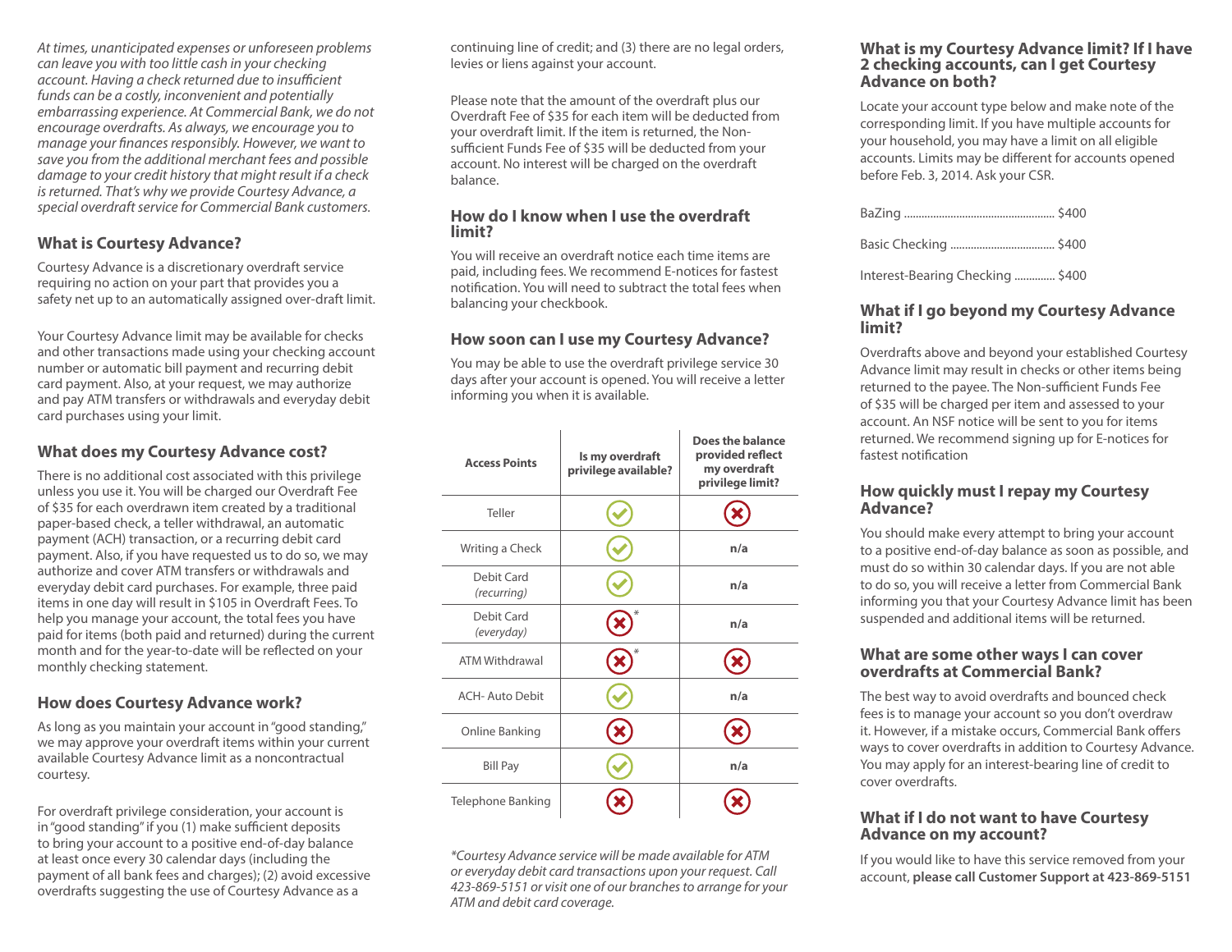*At times, unanticipated expenses or unforeseen problems can leave you with too little cash in your checking account. Having a check returned due to insufficient funds can be a costly, inconvenient and potentially embarrassing experience. At Commercial Bank, we do not encourage overdrafts. As always, we encourage you to manage your finances responsibly. However, we want to save you from the additional merchant fees and possible damage to your credit history that might result if a check is returned. That's why we provide Courtesy Advance, a special overdraft service for Commercial Bank customers.*

## What is Courtesy Advance?

Courtesy Advance is a discretionary overdraft service requiring no action on your part that provides you a safety net up to an automatically assigned over-draft limit.

Your Courtesy Advance limit may be available for checks and other transactions made using your checking account number or automatic bill payment and recurring debit card payment. Also, at your request, we may authorize and pay ATM transfers or withdrawals and everyday debit card purchases using your limit.

## What does my Courtesy Advance cost?

There is no additional cost associated with this privilege unless you use it. You will be charged our Overdraft Fee of $35 for each overdrawn item created by a traditional paper-based check, a teller withdrawal, an automatic payment (ACH) transaction, or a recurring debit card payment. Also, if you have requested us to do so, we may authorize and cover ATM transfers or withdrawals and everyday debit card purchases. For example, three paid items in one day will result in $105 in Overdraft Fees. To help you manage your account, the total fees you have paid for items (both paid and returned) during the current month and for the year-to-date will be reflected on your monthly checking statement.

## How does Courtesy Advance work?

As long as you maintain your account in "good standing," we may approve your overdraft items within your current available Courtesy Advance limit as a noncontractual courtesy.

For overdraft privilege consideration, your account is in "good standing" if you (1) make sufficient deposits to bring your account to a positive end-of-day balance at least once every 30 calendar days (including the payment of all bank fees and charges); (2) avoid excessive overdrafts suggesting the use of Courtesy Advance as a continuing line of credit; and (3) there are no legal orders, levies or liens against your account.

Please note that the amount of the overdraft plus our Overdraft Fee of $35 for each item will be deducted from your overdraft limit. If the item is returned, the Non-sufficient Funds Fee of $35 will be deducted from your account. No interest will be charged on the overdraft balance.

## How do I know when I use the overdraft limit?

You will receive an overdraft notice each time items are paid, including fees. We recommend E-notices for fastest notification. You will need to subtract the total fees when balancing your checkbook.

## How soon can I use my Courtesy Advance?

You may be able to use the overdraft privilege service 30 days after your account is opened. You will receive a letter informing you when it is available.

| Access Points | Is my overdraft privilege available? | Does the balance provided reflect my overdraft privilege limit? |
|---|---|---|
| Teller | Yes | No |
| Writing a Check | Yes | n/a |
| Debit Card *(recurring)* | Yes | n/a |
| Debit Card *(everyday)* | No* | n/a |
| ATM Withdrawal | No* | No |
| ACH- Auto Debit | Yes | n/a |
| Online Banking | No | No |
| Bill Pay | Yes | n/a |
| Telephone Banking | No | No |

*\*Courtesy Advance service will be made available for ATM or everyday debit card transactions upon your request. Call 423-869-5151 or visit one of our branches to arrange for your ATM and debit card coverage.*

## What is my Courtesy Advance limit? If I have 2 checking accounts, can I get Courtesy Advance on both?

Locate your account type below and make note of the corresponding limit. If you have multiple accounts for your household, you may have a limit on all eligible accounts. Limits may be different for accounts opened before Feb. 3, 2014. Ask your CSR.

BaZing .................................................... $400

Basic Checking .................................... $400

Interest-Bearing Checking ............. $400

## What if I go beyond my Courtesy Advance limit?

Overdrafts above and beyond your established Courtesy Advance limit may result in checks or other items being returned to the payee. The Non-sufficient Funds Fee of $35 will be charged per item and assessed to your account. An NSF notice will be sent to you for items returned. We recommend signing up for E-notices for fastest notification

## How quickly must I repay my Courtesy Advance?

You should make every attempt to bring your account to a positive end-of-day balance as soon as possible, and must do so within 30 calendar days. If you are not able to do so, you will receive a letter from Commercial Bank informing you that your Courtesy Advance limit has been suspended and additional items will be returned.

## What are some other ways I can cover overdrafts at Commercial Bank?

The best way to avoid overdrafts and bounced check fees is to manage your account so you don't overdraw it. However, if a mistake occurs, Commercial Bank offers ways to cover overdrafts in addition to Courtesy Advance. You may apply for an interest-bearing line of credit to cover overdrafts.

## What if I do not want to have Courtesy Advance on my account?

If you would like to have this service removed from your account, **please call Customer Support at 423-869-5151**